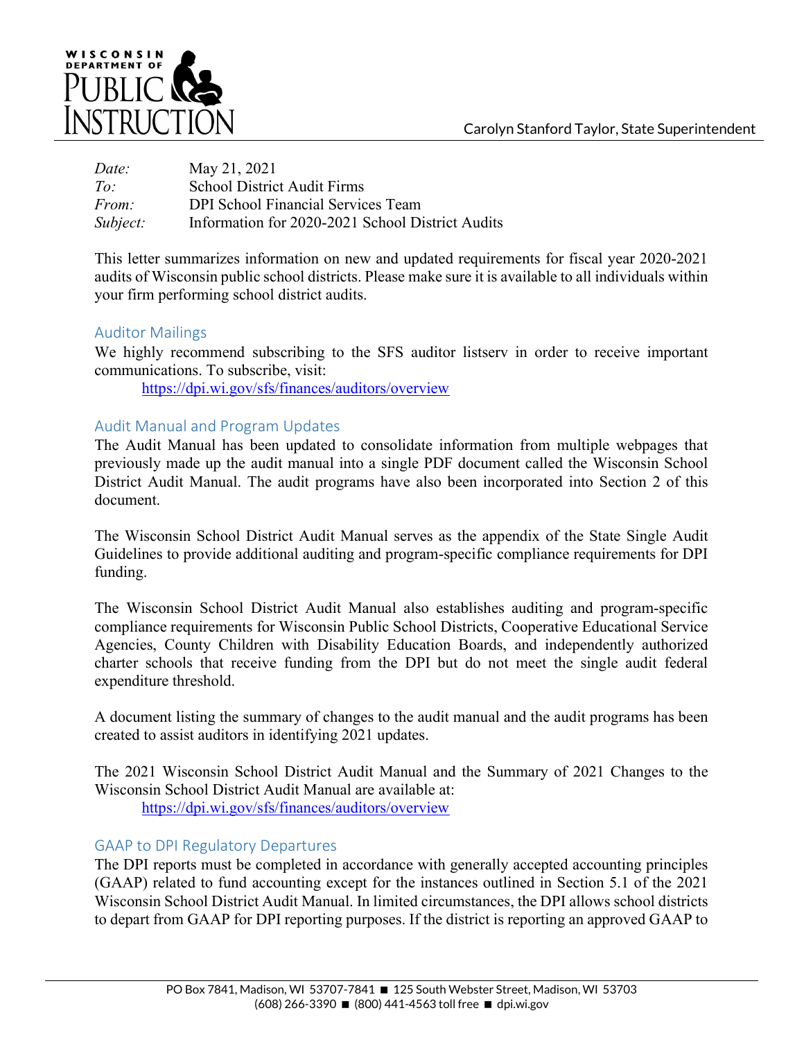WISCONSIN DEPARTMENT OF PUBLIC INSTRUCTION

Carolyn Stanford Taylor, State Superintendent

| | |
|---|---|
| *Date:* | May 21, 2021 |
| *To:* | School District Audit Firms |
| *From:* | DPI School Financial Services Team |
| *Subject:* | Information for 2020-2021 School District Audits |

This letter summarizes information on new and updated requirements for fiscal year 2020-2021 audits of Wisconsin public school districts. Please make sure it is available to all individuals within your firm performing school district audits.

## Auditor Mailings

We highly recommend subscribing to the SFS auditor listserv in order to receive important communications. To subscribe, visit:

https://dpi.wi.gov/sfs/finances/auditors/overview

## Audit Manual and Program Updates

The Audit Manual has been updated to consolidate information from multiple webpages that previously made up the audit manual into a single PDF document called the Wisconsin School District Audit Manual. The audit programs have also been incorporated into Section 2 of this document.

The Wisconsin School District Audit Manual serves as the appendix of the State Single Audit Guidelines to provide additional auditing and program-specific compliance requirements for DPI funding.

The Wisconsin School District Audit Manual also establishes auditing and program-specific compliance requirements for Wisconsin Public School Districts, Cooperative Educational Service Agencies, County Children with Disability Education Boards, and independently authorized charter schools that receive funding from the DPI but do not meet the single audit federal expenditure threshold.

A document listing the summary of changes to the audit manual and the audit programs has been created to assist auditors in identifying 2021 updates.

The 2021 Wisconsin School District Audit Manual and the Summary of 2021 Changes to the Wisconsin School District Audit Manual are available at:

https://dpi.wi.gov/sfs/finances/auditors/overview

## GAAP to DPI Regulatory Departures

The DPI reports must be completed in accordance with generally accepted accounting principles (GAAP) related to fund accounting except for the instances outlined in Section 5.1 of the 2021 Wisconsin School District Audit Manual. In limited circumstances, the DPI allows school districts to depart from GAAP for DPI reporting purposes. If the district is reporting an approved GAAP to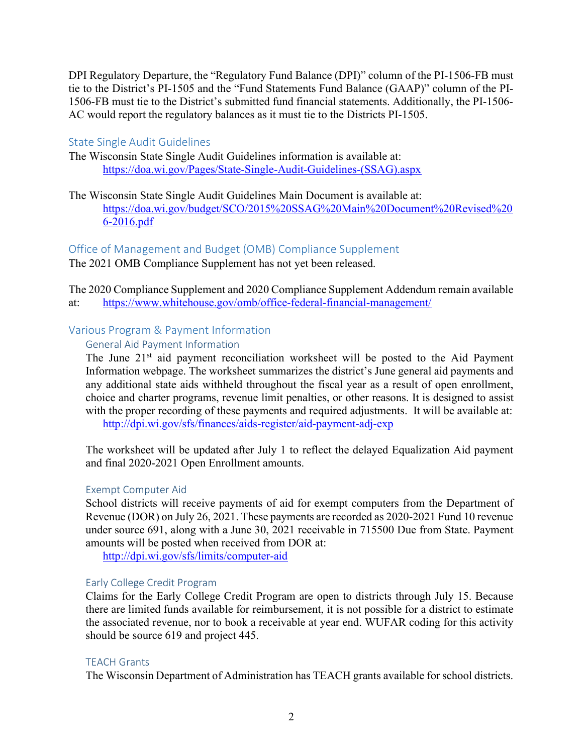DPI Regulatory Departure, the "Regulatory Fund Balance (DPI)" column of the PI-1506-FB must tie to the District's PI-1505 and the "Fund Statements Fund Balance (GAAP)" column of the PI-1506-FB must tie to the District's submitted fund financial statements. Additionally, the PI-1506-AC would report the regulatory balances as it must tie to the Districts PI-1505.

## State Single Audit Guidelines

The Wisconsin State Single Audit Guidelines information is available at:
https://doa.wi.gov/Pages/State-Single-Audit-Guidelines-(SSAG).aspx

The Wisconsin State Single Audit Guidelines Main Document is available at:
https://doa.wi.gov/budget/SCO/2015%20SSAG%20Main%20Document%20Revised%206-2016.pdf

## Office of Management and Budget (OMB) Compliance Supplement

The 2021 OMB Compliance Supplement has not yet been released.

The 2020 Compliance Supplement and 2020 Compliance Supplement Addendum remain available at: https://www.whitehouse.gov/omb/office-federal-financial-management/

## Various Program & Payment Information

### General Aid Payment Information

The June 21st aid payment reconciliation worksheet will be posted to the Aid Payment Information webpage. The worksheet summarizes the district's June general aid payments and any additional state aids withheld throughout the fiscal year as a result of open enrollment, choice and charter programs, revenue limit penalties, or other reasons. It is designed to assist with the proper recording of these payments and required adjustments. It will be available at:
http://dpi.wi.gov/sfs/finances/aids-register/aid-payment-adj-exp

The worksheet will be updated after July 1 to reflect the delayed Equalization Aid payment and final 2020-2021 Open Enrollment amounts.

### Exempt Computer Aid

School districts will receive payments of aid for exempt computers from the Department of Revenue (DOR) on July 26, 2021. These payments are recorded as 2020-2021 Fund 10 revenue under source 691, along with a June 30, 2021 receivable in 715500 Due from State. Payment amounts will be posted when received from DOR at:
http://dpi.wi.gov/sfs/limits/computer-aid

### Early College Credit Program

Claims for the Early College Credit Program are open to districts through July 15. Because there are limited funds available for reimbursement, it is not possible for a district to estimate the associated revenue, nor to book a receivable at year end. WUFAR coding for this activity should be source 619 and project 445.

### TEACH Grants

The Wisconsin Department of Administration has TEACH grants available for school districts.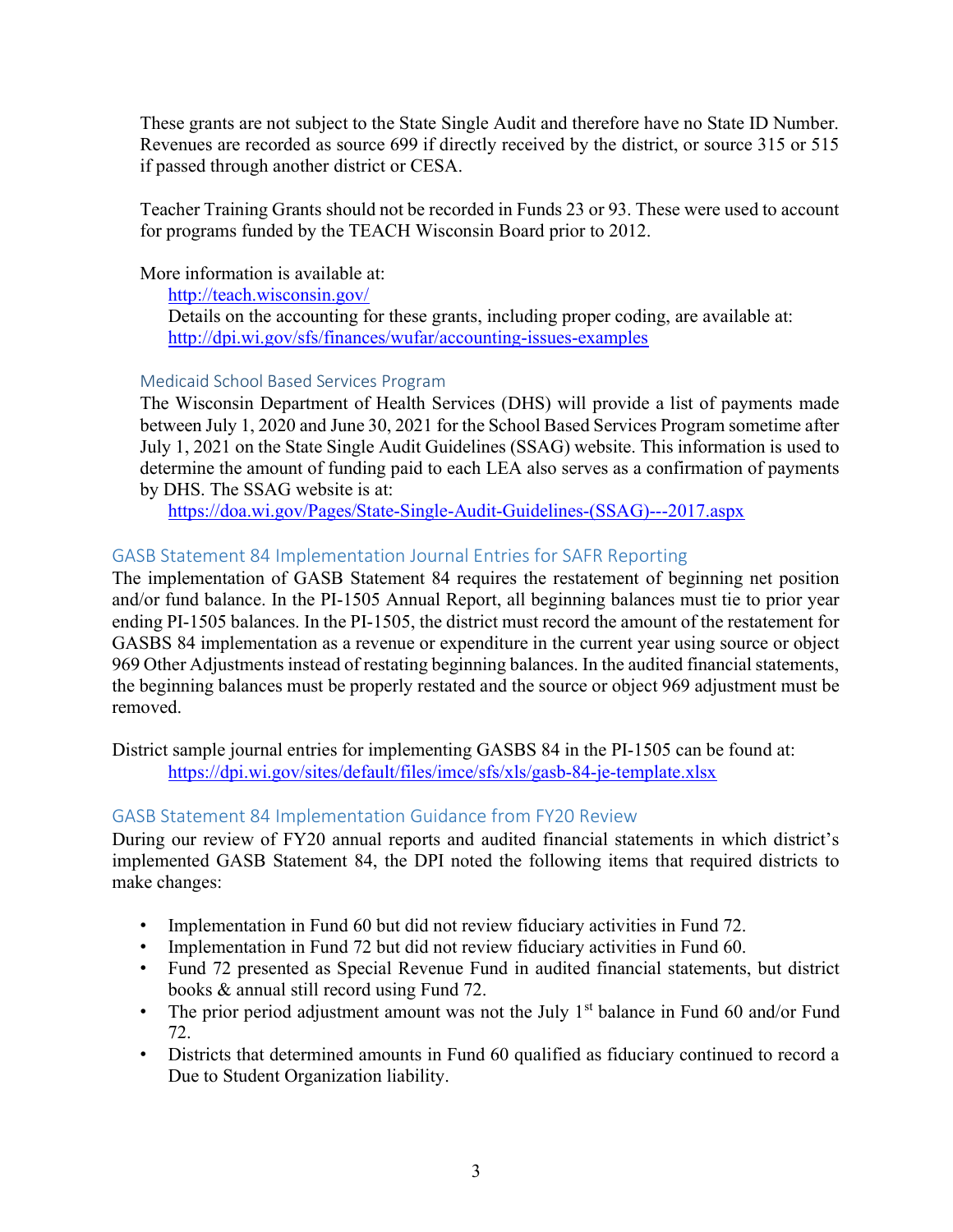These grants are not subject to the State Single Audit and therefore have no State ID Number. Revenues are recorded as source 699 if directly received by the district, or source 315 or 515 if passed through another district or CESA.

Teacher Training Grants should not be recorded in Funds 23 or 93. These were used to account for programs funded by the TEACH Wisconsin Board prior to 2012.

More information is available at:

http://teach.wisconsin.gov/

Details on the accounting for these grants, including proper coding, are available at:

http://dpi.wi.gov/sfs/finances/wufar/accounting-issues-examples

### Medicaid School Based Services Program

The Wisconsin Department of Health Services (DHS) will provide a list of payments made between July 1, 2020 and June 30, 2021 for the School Based Services Program sometime after July 1, 2021 on the State Single Audit Guidelines (SSAG) website. This information is used to determine the amount of funding paid to each LEA also serves as a confirmation of payments by DHS. The SSAG website is at:

https://doa.wi.gov/Pages/State-Single-Audit-Guidelines-(SSAG)---2017.aspx

## GASB Statement 84 Implementation Journal Entries for SAFR Reporting

The implementation of GASB Statement 84 requires the restatement of beginning net position and/or fund balance. In the PI-1505 Annual Report, all beginning balances must tie to prior year ending PI-1505 balances. In the PI-1505, the district must record the amount of the restatement for GASBS 84 implementation as a revenue or expenditure in the current year using source or object 969 Other Adjustments instead of restating beginning balances. In the audited financial statements, the beginning balances must be properly restated and the source or object 969 adjustment must be removed.

District sample journal entries for implementing GASBS 84 in the PI-1505 can be found at:

https://dpi.wi.gov/sites/default/files/imce/sfs/xls/gasb-84-je-template.xlsx

## GASB Statement 84 Implementation Guidance from FY20 Review

During our review of FY20 annual reports and audited financial statements in which district's implemented GASB Statement 84, the DPI noted the following items that required districts to make changes:

- Implementation in Fund 60 but did not review fiduciary activities in Fund 72.
- Implementation in Fund 72 but did not review fiduciary activities in Fund 60.
- Fund 72 presented as Special Revenue Fund in audited financial statements, but district books & annual still record using Fund 72.
- The prior period adjustment amount was not the July 1st balance in Fund 60 and/or Fund 72.
- Districts that determined amounts in Fund 60 qualified as fiduciary continued to record a Due to Student Organization liability.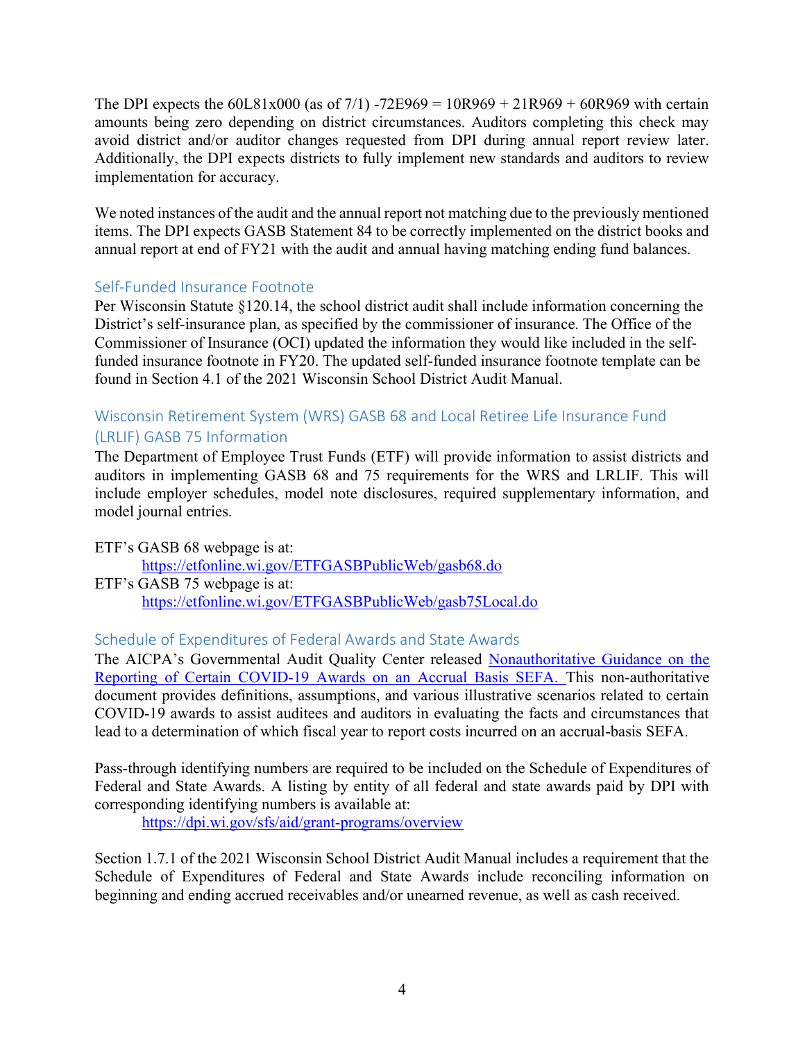The DPI expects the 60L81x000 (as of 7/1) -72E969 = 10R969 + 21R969 + 60R969 with certain amounts being zero depending on district circumstances. Auditors completing this check may avoid district and/or auditor changes requested from DPI during annual report review later. Additionally, the DPI expects districts to fully implement new standards and auditors to review implementation for accuracy.

We noted instances of the audit and the annual report not matching due to the previously mentioned items. The DPI expects GASB Statement 84 to be correctly implemented on the district books and annual report at end of FY21 with the audit and annual having matching ending fund balances.

### Self-Funded Insurance Footnote

Per Wisconsin Statute §120.14, the school district audit shall include information concerning the District's self-insurance plan, as specified by the commissioner of insurance. The Office of the Commissioner of Insurance (OCI) updated the information they would like included in the self-funded insurance footnote in FY20. The updated self-funded insurance footnote template can be found in Section 4.1 of the 2021 Wisconsin School District Audit Manual.

### Wisconsin Retirement System (WRS) GASB 68 and Local Retiree Life Insurance Fund (LRLIF) GASB 75 Information

The Department of Employee Trust Funds (ETF) will provide information to assist districts and auditors in implementing GASB 68 and 75 requirements for the WRS and LRLIF. This will include employer schedules, model note disclosures, required supplementary information, and model journal entries.

ETF's GASB 68 webpage is at:
https://etfonline.wi.gov/ETFGASBPublicWeb/gasb68.do
ETF's GASB 75 webpage is at:
https://etfonline.wi.gov/ETFGASBPublicWeb/gasb75Local.do

### Schedule of Expenditures of Federal Awards and State Awards

The AICPA's Governmental Audit Quality Center released Nonauthoritative Guidance on the Reporting of Certain COVID-19 Awards on an Accrual Basis SEFA. This non-authoritative document provides definitions, assumptions, and various illustrative scenarios related to certain COVID-19 awards to assist auditees and auditors in evaluating the facts and circumstances that lead to a determination of which fiscal year to report costs incurred on an accrual-basis SEFA.

Pass-through identifying numbers are required to be included on the Schedule of Expenditures of Federal and State Awards. A listing by entity of all federal and state awards paid by DPI with corresponding identifying numbers is available at:
https://dpi.wi.gov/sfs/aid/grant-programs/overview

Section 1.7.1 of the 2021 Wisconsin School District Audit Manual includes a requirement that the Schedule of Expenditures of Federal and State Awards include reconciling information on beginning and ending accrued receivables and/or unearned revenue, as well as cash received.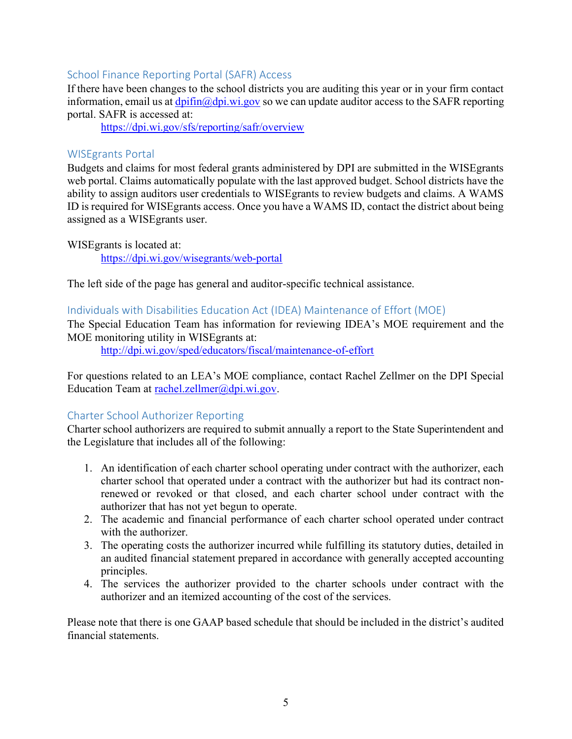## School Finance Reporting Portal (SAFR) Access

If there have been changes to the school districts you are auditing this year or in your firm contact information, email us at dpifin@dpi.wi.gov so we can update auditor access to the SAFR reporting portal. SAFR is accessed at:

https://dpi.wi.gov/sfs/reporting/safr/overview

## WISEgrants Portal

Budgets and claims for most federal grants administered by DPI are submitted in the WISEgrants web portal. Claims automatically populate with the last approved budget. School districts have the ability to assign auditors user credentials to WISEgrants to review budgets and claims. A WAMS ID is required for WISEgrants access. Once you have a WAMS ID, contact the district about being assigned as a WISEgrants user.

WISEgrants is located at:

https://dpi.wi.gov/wisegrants/web-portal

The left side of the page has general and auditor-specific technical assistance.

## Individuals with Disabilities Education Act (IDEA) Maintenance of Effort (MOE)

The Special Education Team has information for reviewing IDEA's MOE requirement and the MOE monitoring utility in WISEgrants at:

http://dpi.wi.gov/sped/educators/fiscal/maintenance-of-effort

For questions related to an LEA's MOE compliance, contact Rachel Zellmer on the DPI Special Education Team at rachel.zellmer@dpi.wi.gov.

## Charter School Authorizer Reporting

Charter school authorizers are required to submit annually a report to the State Superintendent and the Legislature that includes all of the following:

1. An identification of each charter school operating under contract with the authorizer, each charter school that operated under a contract with the authorizer but had its contract non-renewed or revoked or that closed, and each charter school under contract with the authorizer that has not yet begun to operate.
2. The academic and financial performance of each charter school operated under contract with the authorizer.
3. The operating costs the authorizer incurred while fulfilling its statutory duties, detailed in an audited financial statement prepared in accordance with generally accepted accounting principles.
4. The services the authorizer provided to the charter schools under contract with the authorizer and an itemized accounting of the cost of the services.

Please note that there is one GAAP based schedule that should be included in the district's audited financial statements.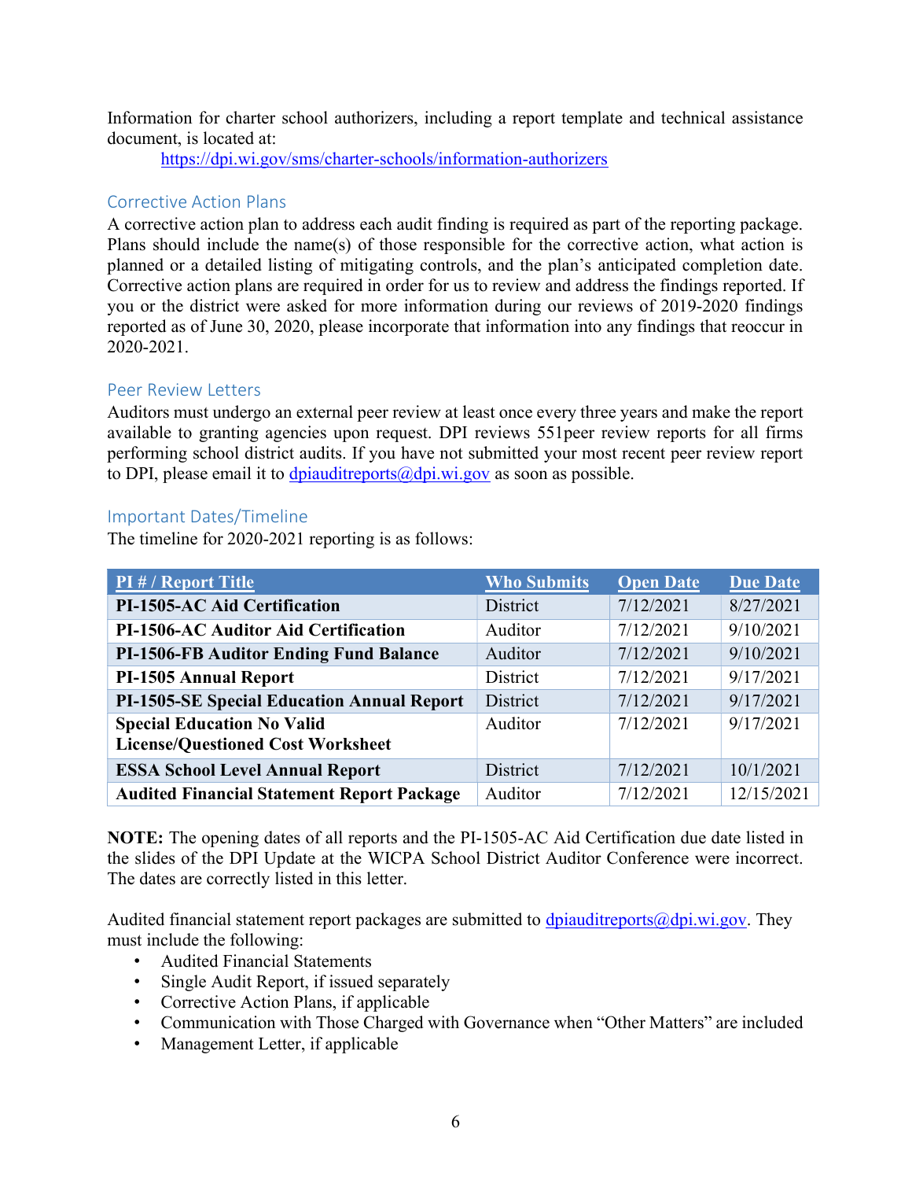Information for charter school authorizers, including a report template and technical assistance document, is located at:

[https://dpi.wi.gov/sms/charter-schools/information-authorizers](https://dpi.wi.gov/sms/charter-schools/information-authorizers)

## Corrective Action Plans

A corrective action plan to address each audit finding is required as part of the reporting package. Plans should include the name(s) of those responsible for the corrective action, what action is planned or a detailed listing of mitigating controls, and the plan's anticipated completion date. Corrective action plans are required in order for us to review and address the findings reported. If you or the district were asked for more information during our reviews of 2019-2020 findings reported as of June 30, 2020, please incorporate that information into any findings that reoccur in 2020-2021.

## Peer Review Letters

Auditors must undergo an external peer review at least once every three years and make the report available to granting agencies upon request. DPI reviews 551peer review reports for all firms performing school district audits. If you have not submitted your most recent peer review report to DPI, please email it to [dpiauditreports@dpi.wi.gov](mailto:dpiauditreports@dpi.wi.gov) as soon as possible.

## Important Dates/Timeline

The timeline for 2020-2021 reporting is as follows:

| PI # / Report Title | Who Submits | Open Date | Due Date |
|---|---|---|---|
| **PI-1505-AC Aid Certification** | District | 7/12/2021 | 8/27/2021 |
| **PI-1506-AC Auditor Aid Certification** | Auditor | 7/12/2021 | 9/10/2021 |
| **PI-1506-FB Auditor Ending Fund Balance** | Auditor | 7/12/2021 | 9/10/2021 |
| **PI-1505 Annual Report** | District | 7/12/2021 | 9/17/2021 |
| **PI-1505-SE Special Education Annual Report** | District | 7/12/2021 | 9/17/2021 |
| **Special Education No Valid License/Questioned Cost Worksheet** | Auditor | 7/12/2021 | 9/17/2021 |
| **ESSA School Level Annual Report** | District | 7/12/2021 | 10/1/2021 |
| **Audited Financial Statement Report Package** | Auditor | 7/12/2021 | 12/15/2021 |

**NOTE:** The opening dates of all reports and the PI-1505-AC Aid Certification due date listed in the slides of the DPI Update at the WICPA School District Auditor Conference were incorrect. The dates are correctly listed in this letter.

Audited financial statement report packages are submitted to [dpiauditreports@dpi.wi.gov](mailto:dpiauditreports@dpi.wi.gov). They must include the following:

- Audited Financial Statements
- Single Audit Report, if issued separately
- Corrective Action Plans, if applicable
- Communication with Those Charged with Governance when "Other Matters" are included
- Management Letter, if applicable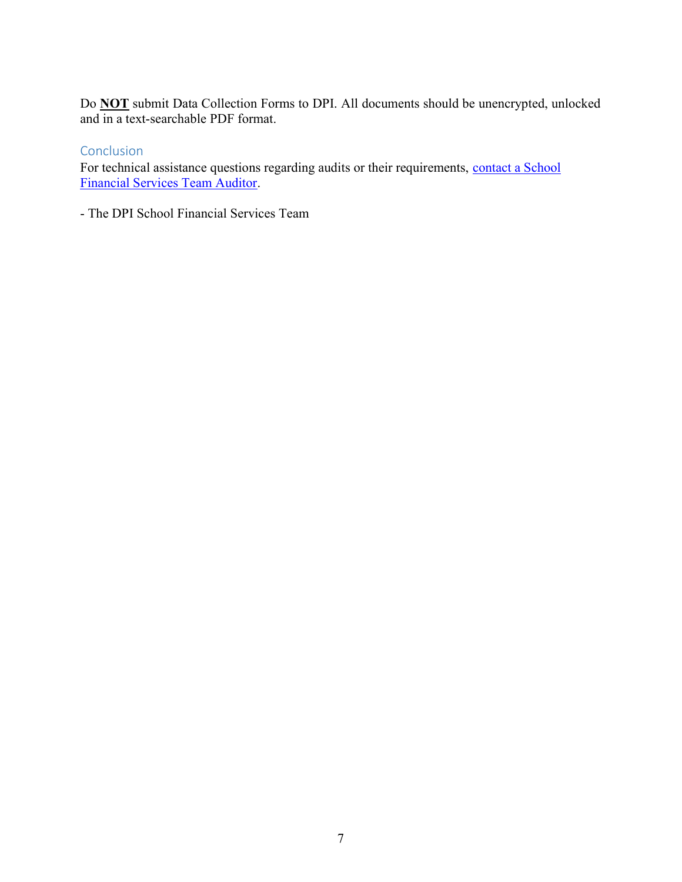Do **NOT** submit Data Collection Forms to DPI. All documents should be unencrypted, unlocked and in a text-searchable PDF format.

## Conclusion

For technical assistance questions regarding audits or their requirements, contact a School Financial Services Team Auditor.

- The DPI School Financial Services Team